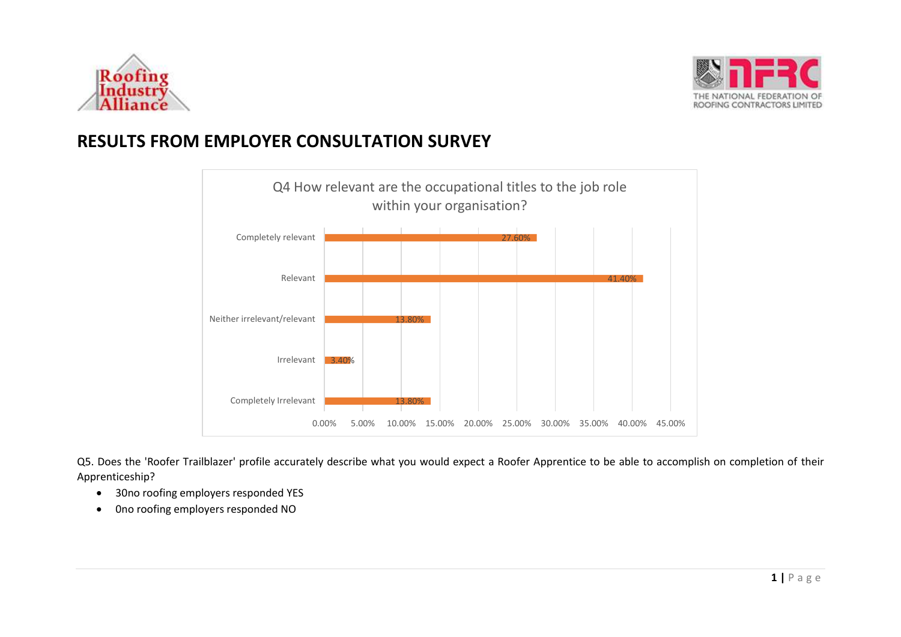# RESULTS FROM EMPLOYER CONSULTATION SURVEY

Q4 How relevant are the occupational titles to the job role within your organisation?

| Response | Percentage |
| --- | --- |
| Completely relevant | 27.60% |
| Relevant | 41.40% |
| Neither irrelevant/relevant | 13.80% |
| Irrelevant | 3.40% |
| Completely Irrelevant | 13.80% |

Q5. Does the 'Roofer Trailblazer' profile accurately describe what you would expect a Roofer Apprentice to be able to accomplish on completion of their Apprenticeship?

- 30no roofing employers responded YES
- 0no roofing employers responded NO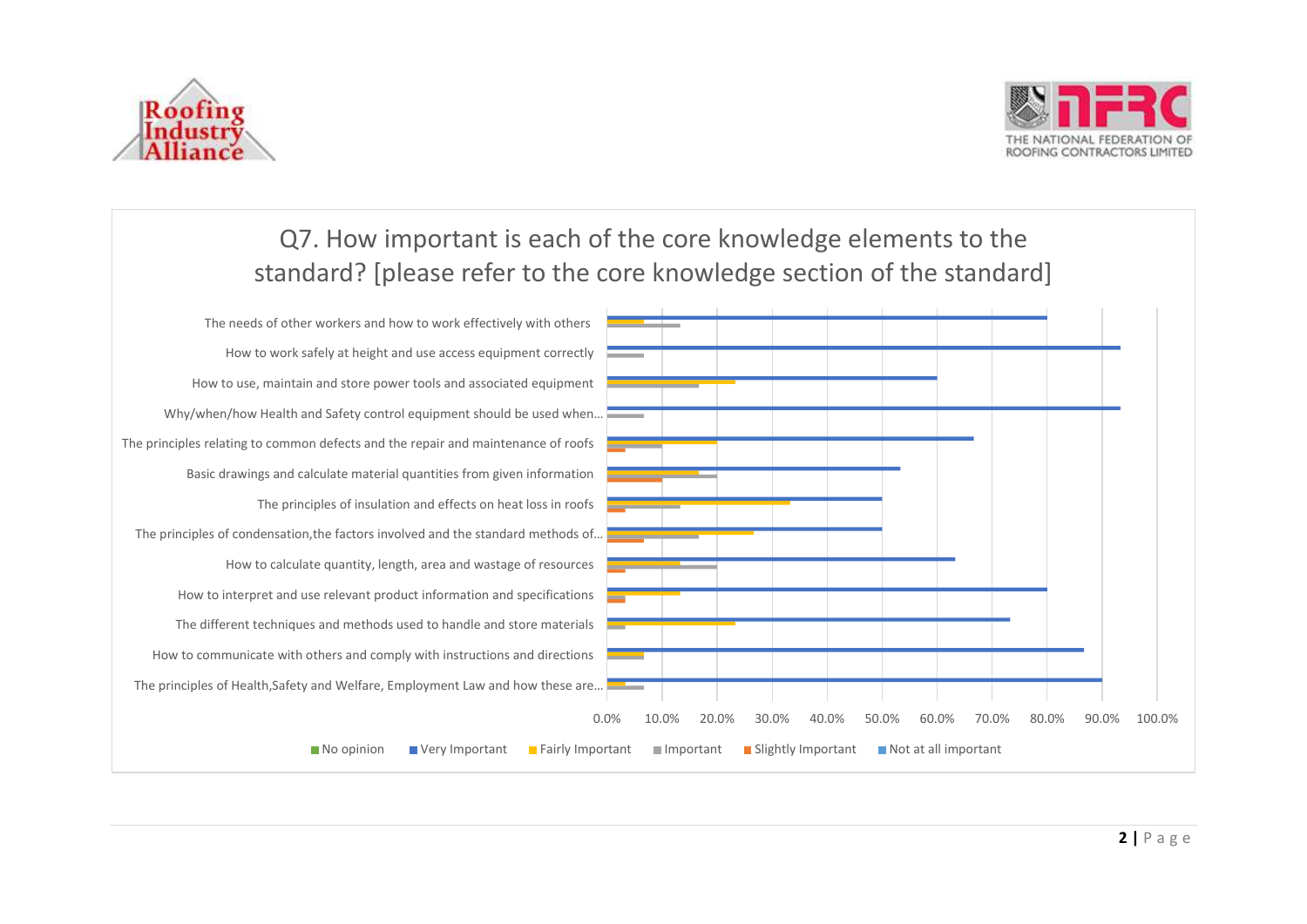## Q7. How important is each of the core knowledge elements to the standard? [please refer to the core knowledge section of the standard]

The needs of other workers and how to work effectively with others

How to work safely at height and use access equipment correctly

How to use, maintain and store power tools and associated equipment

Why/when/how Health and Safety control equipment should be used when...

The principles relating to common defects and the repair and maintenance of roofs

Basic drawings and calculate material quantities from given information

The principles of insulation and effects on heat loss in roofs

The principles of condensation,the factors involved and the standard methods of...

How to calculate quantity, length, area and wastage of resources

How to interpret and use relevant product information and specifications

The different techniques and methods used to handle and store materials

How to communicate with others and comply with instructions and directions

The principles of Health,Safety and Welfare, Employment Law and how these are...

0.0% 10.0% 20.0% 30.0% 40.0% 50.0% 60.0% 70.0% 80.0% 90.0% 100.0%

No opinion | Very Important | Fairly Important | Important | Slightly Important | Not at all important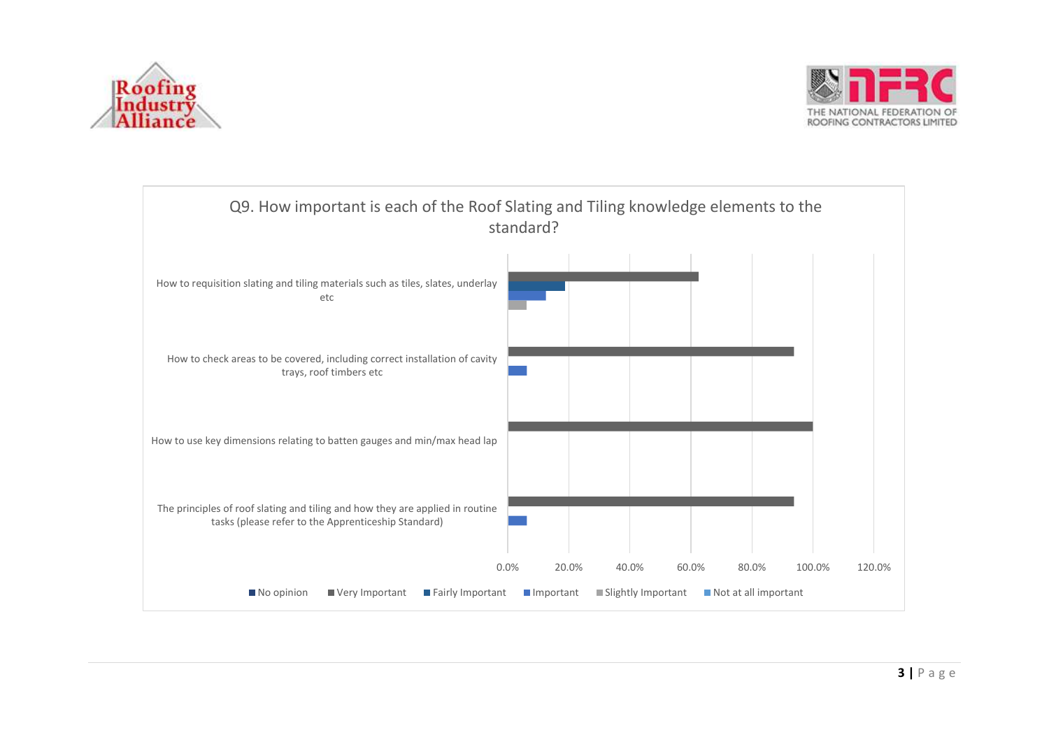Q9. How important is each of the Roof Slating and Tiling knowledge elements to the standard?

| Knowledge element | No opinion | Very Important | Fairly Important | Important | Slightly Important | Not at all important |
|---|---|---|---|---|---|---|
| How to requisition slating and tiling materials such as tiles, slates, underlay etc | | 62.5% | 18.8% | 12.5% | 6.3% | |
| How to check areas to be covered, including correct installation of cavity trays, roof timbers etc | | 93.8% | | 6.3% | | |
| How to use key dimensions relating to batten gauges and min/max head lap | | 100.0% | | | | |
| The principles of roof slating and tiling and how they are applied in routine tasks (please refer to the Apprenticeship Standard) | | 93.8% | | 6.3% | | |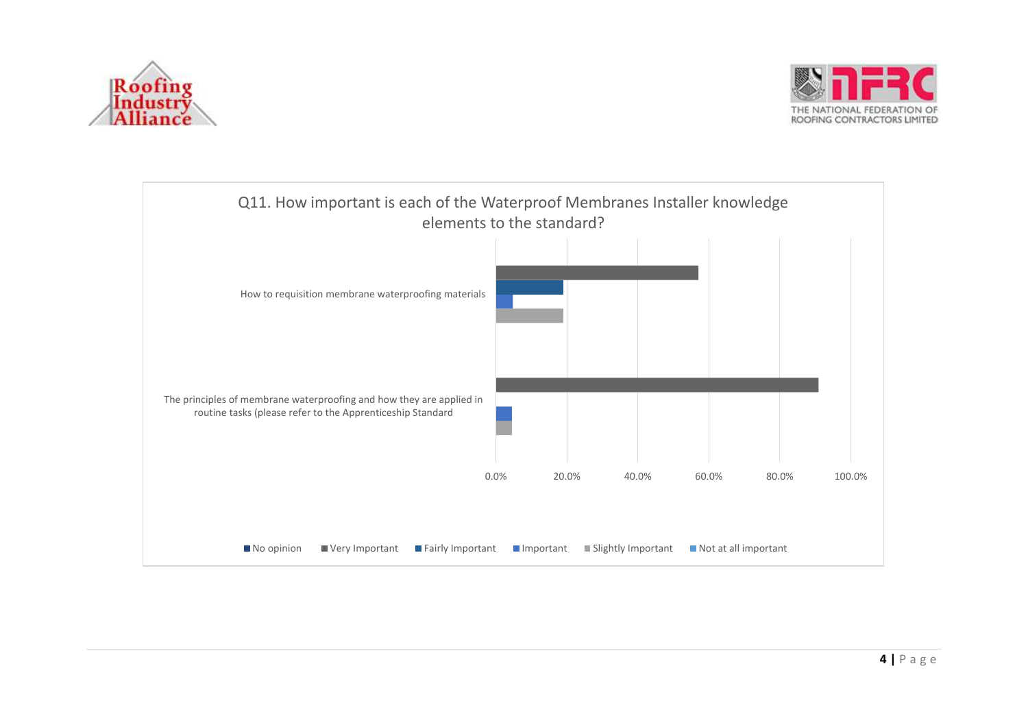Q11. How important is each of the Waterproof Membranes Installer knowledge elements to the standard?

How to requisition membrane waterproofing materials

The principles of membrane waterproofing and how they are applied in routine tasks (please refer to the Apprenticeship Standard

0.0% 20.0% 40.0% 60.0% 80.0% 100.0%

No opinion | Very Important | Fairly Important | Important | Slightly Important | Not at all important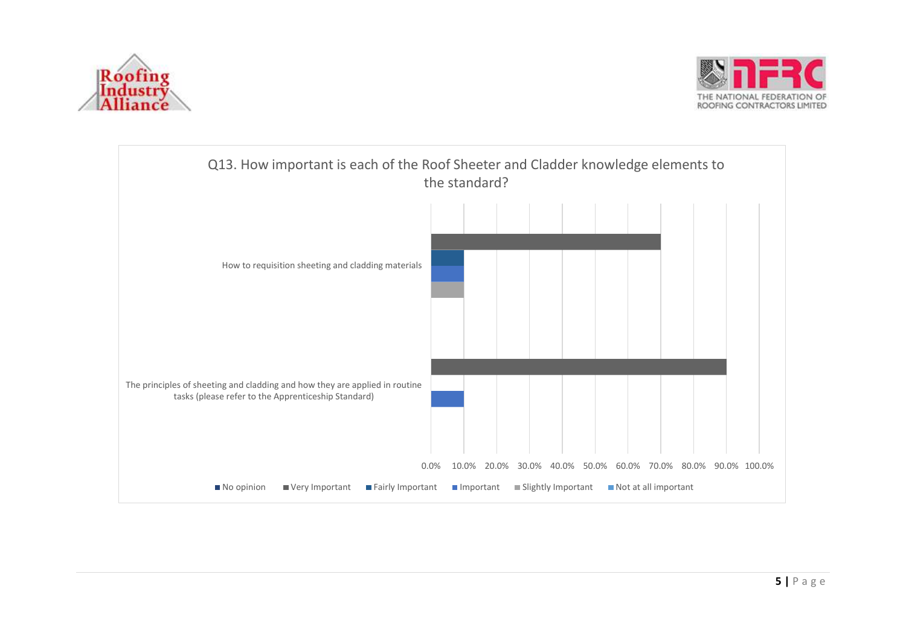Q13. How important is each of the Roof Sheeter and Cladder knowledge elements to the standard?

| | No opinion | Very Important | Fairly Important | Important | Slightly Important | Not at all important |
|---|---|---|---|---|---|---|
| How to requisition sheeting and cladding materials | | 70.0% | 10.0% | 10.0% | 10.0% | |
| The principles of sheeting and cladding and how they are applied in routine tasks (please refer to the Apprenticeship Standard) | | 90.0% | | 10.0% | | |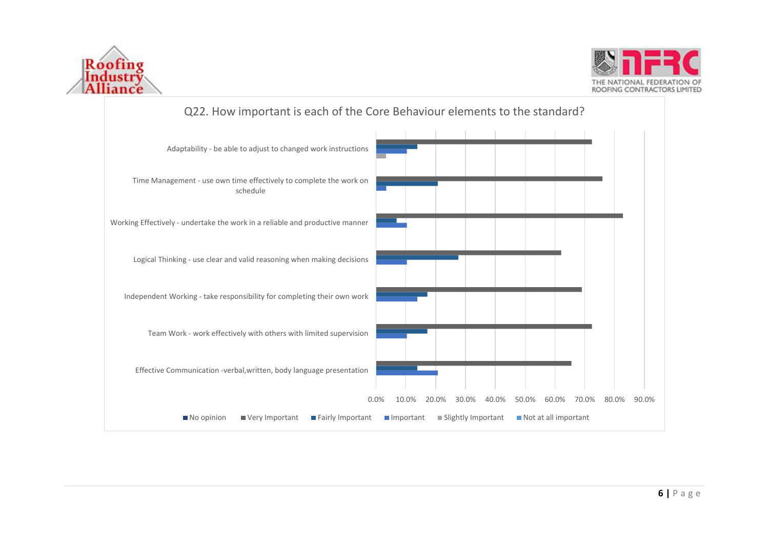Q22. How important is each of the Core Behaviour elements to the standard?

Adaptability - be able to adjust to changed work instructions

Time Management - use own time effectively to complete the work on schedule

Working Effectively - undertake the work in a reliable and productive manner

Logical Thinking - use clear and valid reasoning when making decisions

Independent Working - take responsibility for completing their own work

Team Work - work effectively with others with limited supervision

Effective Communication -verbal,written, body language presentation

0.0% 10.0% 20.0% 30.0% 40.0% 50.0% 60.0% 70.0% 80.0% 90.0%

No opinion | Very Important | Fairly Important | Important | Slightly Important | Not at all important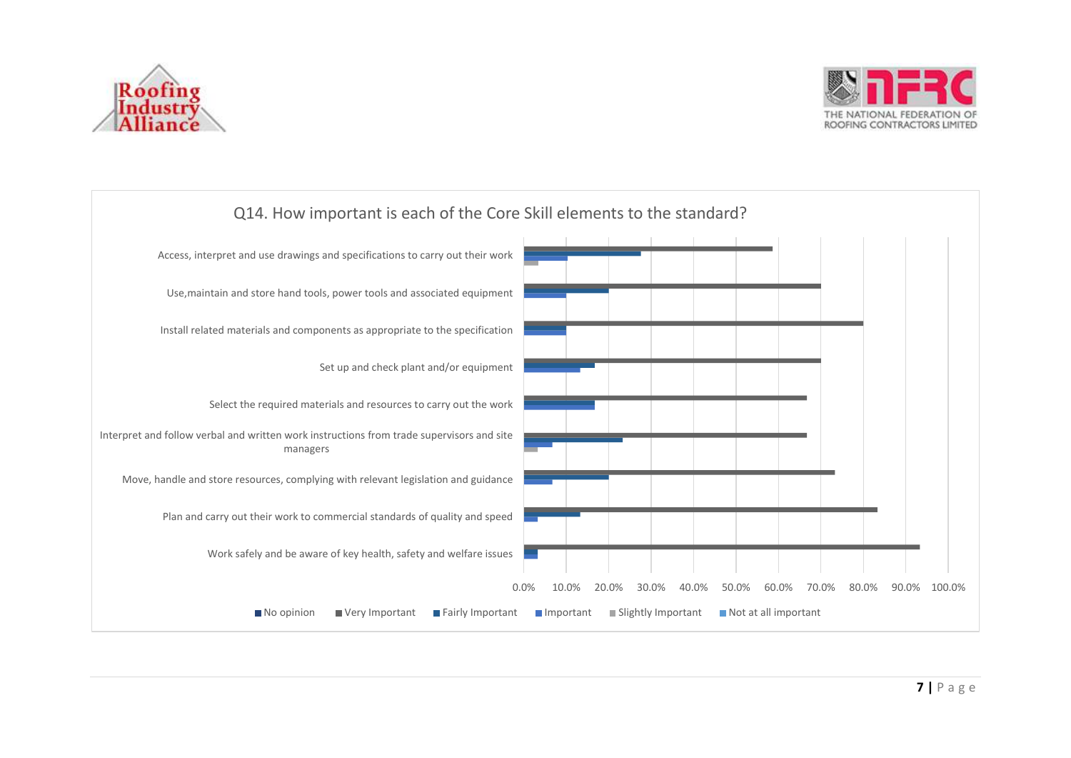Q14. How important is each of the Core Skill elements to the standard?

| Core Skill element |
|---|
| Access, interpret and use drawings and specifications to carry out their work |
| Use,maintain and store hand tools, power tools and associated equipment |
| Install related materials and components as appropriate to the specification |
| Set up and check plant and/or equipment |
| Select the required materials and resources to carry out the work |
| Interpret and follow verbal and written work instructions from trade supervisors and site managers |
| Move, handle and store resources, complying with relevant legislation and guidance |
| Plan and carry out their work to commercial standards of quality and speed |
| Work safely and be aware of key health, safety and welfare issues |

0.0% 10.0% 20.0% 30.0% 40.0% 50.0% 60.0% 70.0% 80.0% 90.0% 100.0%

No opinion | Very Important | Fairly Important | Important | Slightly Important | Not at all important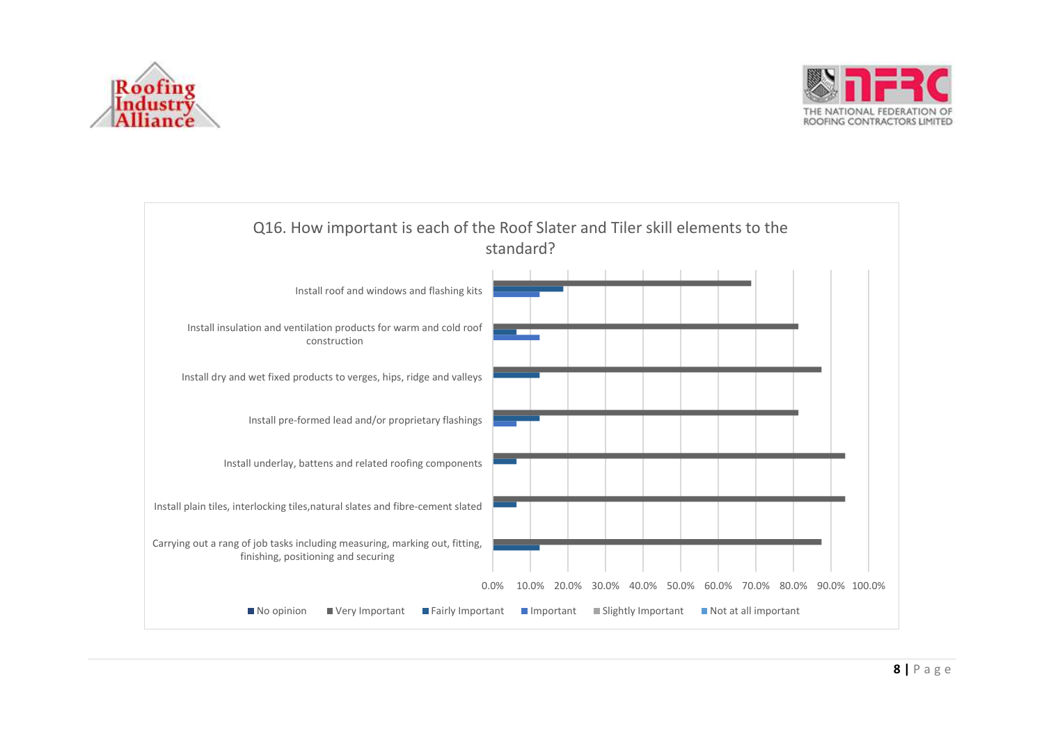Q16. How important is each of the Roof Slater and Tiler skill elements to the standard?

- Install roof and windows and flashing kits
- Install insulation and ventilation products for warm and cold roof construction
- Install dry and wet fixed products to verges, hips, ridge and valleys
- Install pre-formed lead and/or proprietary flashings
- Install underlay, battens and related roofing components
- Install plain tiles, interlocking tiles,natural slates and fibre-cement slated
- Carrying out a rang of job tasks including measuring, marking out, fitting, finishing, positioning and securing

0.0% 10.0% 20.0% 30.0% 40.0% 50.0% 60.0% 70.0% 80.0% 90.0% 100.0%

No opinion | Very Important | Fairly Important | Important | Slightly Important | Not at all important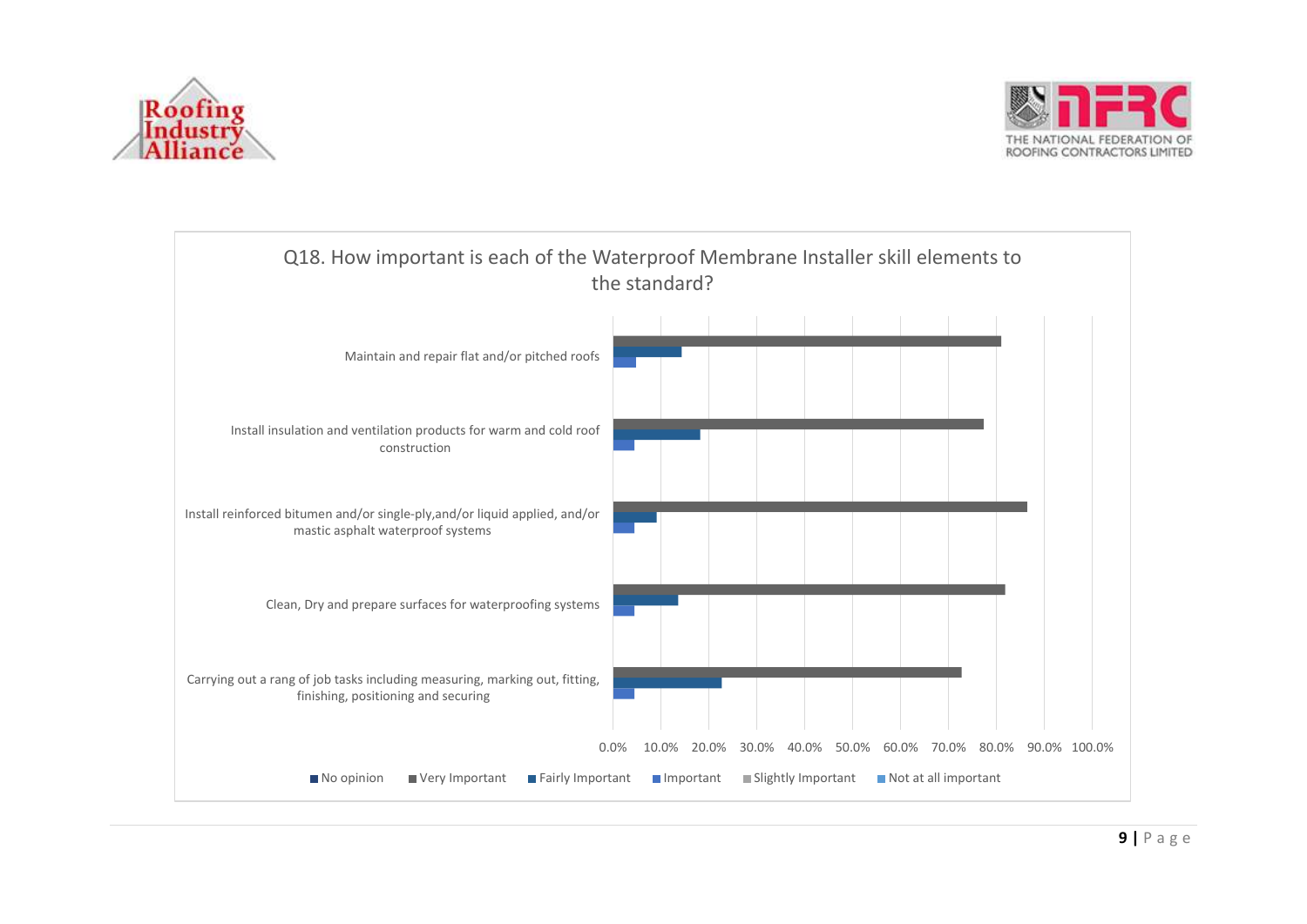Q18. How important is each of the Waterproof Membrane Installer skill elements to the standard?

Maintain and repair flat and/or pitched roofs

Install insulation and ventilation products for warm and cold roof construction

Install reinforced bitumen and/or single-ply,and/or liquid applied, and/or mastic asphalt waterproof systems

Clean, Dry and prepare surfaces for waterproofing systems

Carrying out a rang of job tasks including measuring, marking out, fitting, finishing, positioning and securing

0.0% 10.0% 20.0% 30.0% 40.0% 50.0% 60.0% 70.0% 80.0% 90.0% 100.0%

No opinion | Very Important | Fairly Important | Important | Slightly Important | Not at all important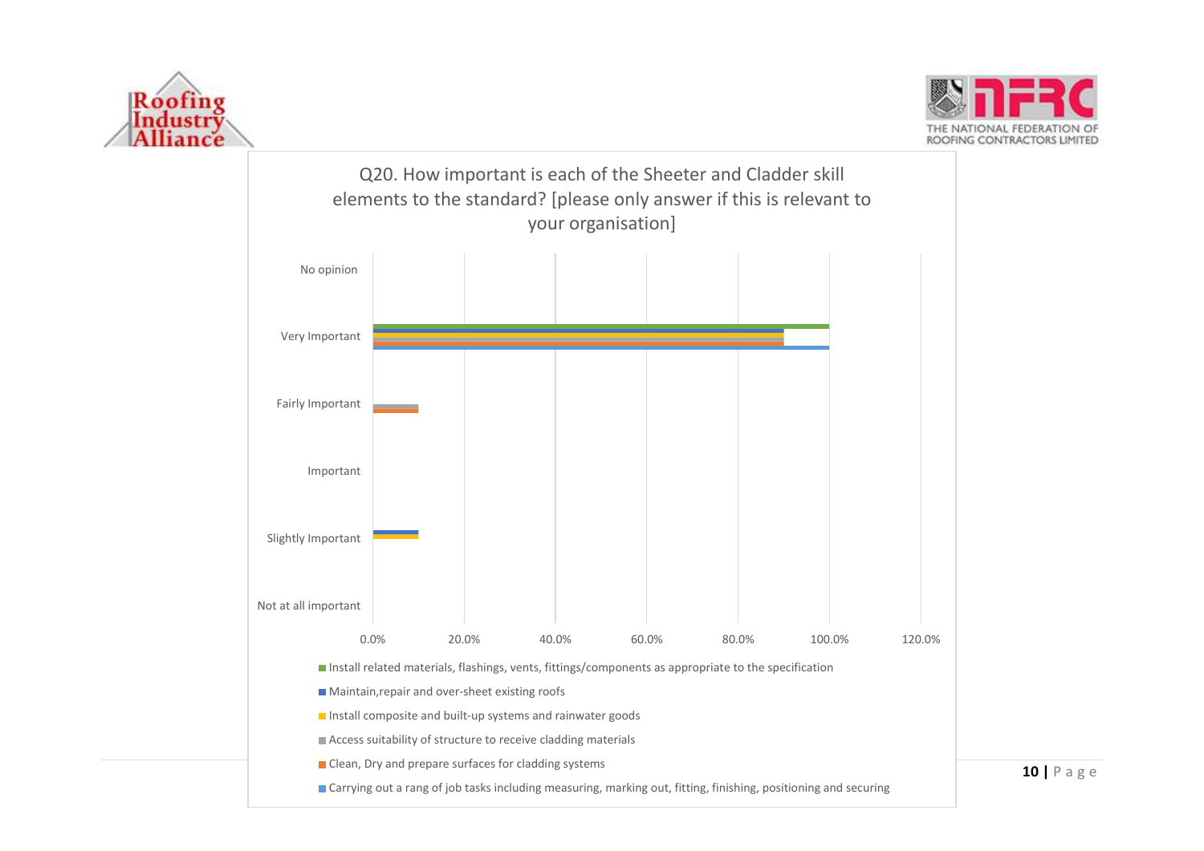Q20. How important is each of the Sheeter and Cladder skill elements to the standard? [please only answer if this is relevant to your organisation]

| | Install related materials, flashings, vents, fittings/components as appropriate to the specification | Maintain,repair and over-sheet existing roofs | Install composite and built-up systems and rainwater goods | Access suitability of structure to receive cladding materials | Clean, Dry and prepare surfaces for cladding systems | Carrying out a rang of job tasks including measuring, marking out, fitting, finishing, positioning and securing |
|---|---|---|---|---|---|---|
| No opinion | | | | | | |
| Very Important | 100.0% | 90.0% | 90.0% | 90.0% | 90.0% | 100.0% |
| Fairly Important | | | | 10.0% | 10.0% | |
| Important | | | | | | |
| Slightly Important | | 10.0% | 10.0% | | | |
| Not at all important | | | | | | |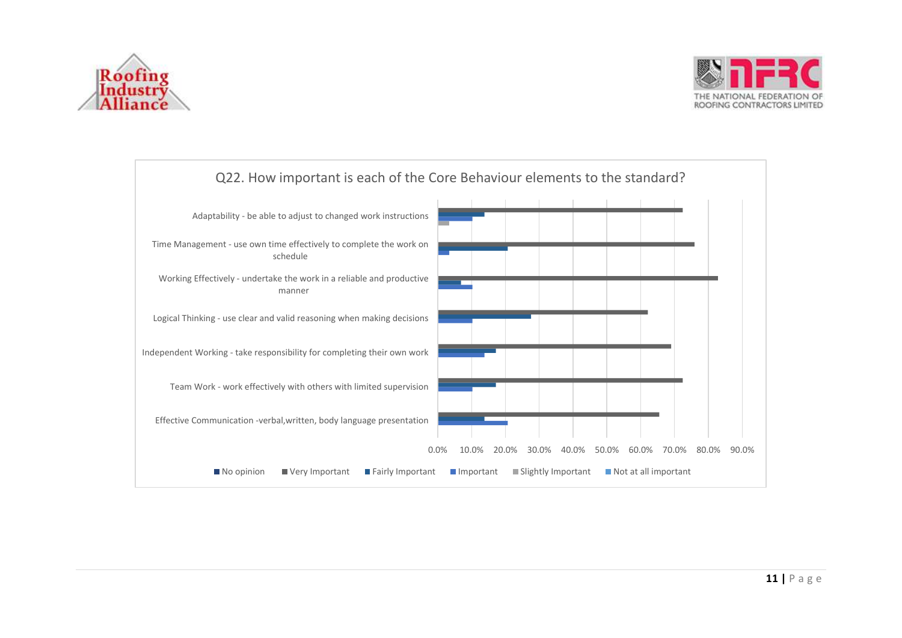## Q22. How important is each of the Core Behaviour elements to the standard?

Adaptability - be able to adjust to changed work instructions

Time Management - use own time effectively to complete the work on schedule

Working Effectively - undertake the work in a reliable and productive manner

Logical Thinking - use clear and valid reasoning when making decisions

Independent Working - take responsibility for completing their own work

Team Work - work effectively with others with limited supervision

Effective Communication -verbal,written, body language presentation

0.0% 10.0% 20.0% 30.0% 40.0% 50.0% 60.0% 70.0% 80.0% 90.0%

No opinion | Very Important | Fairly Important | Important | Slightly Important | Not at all important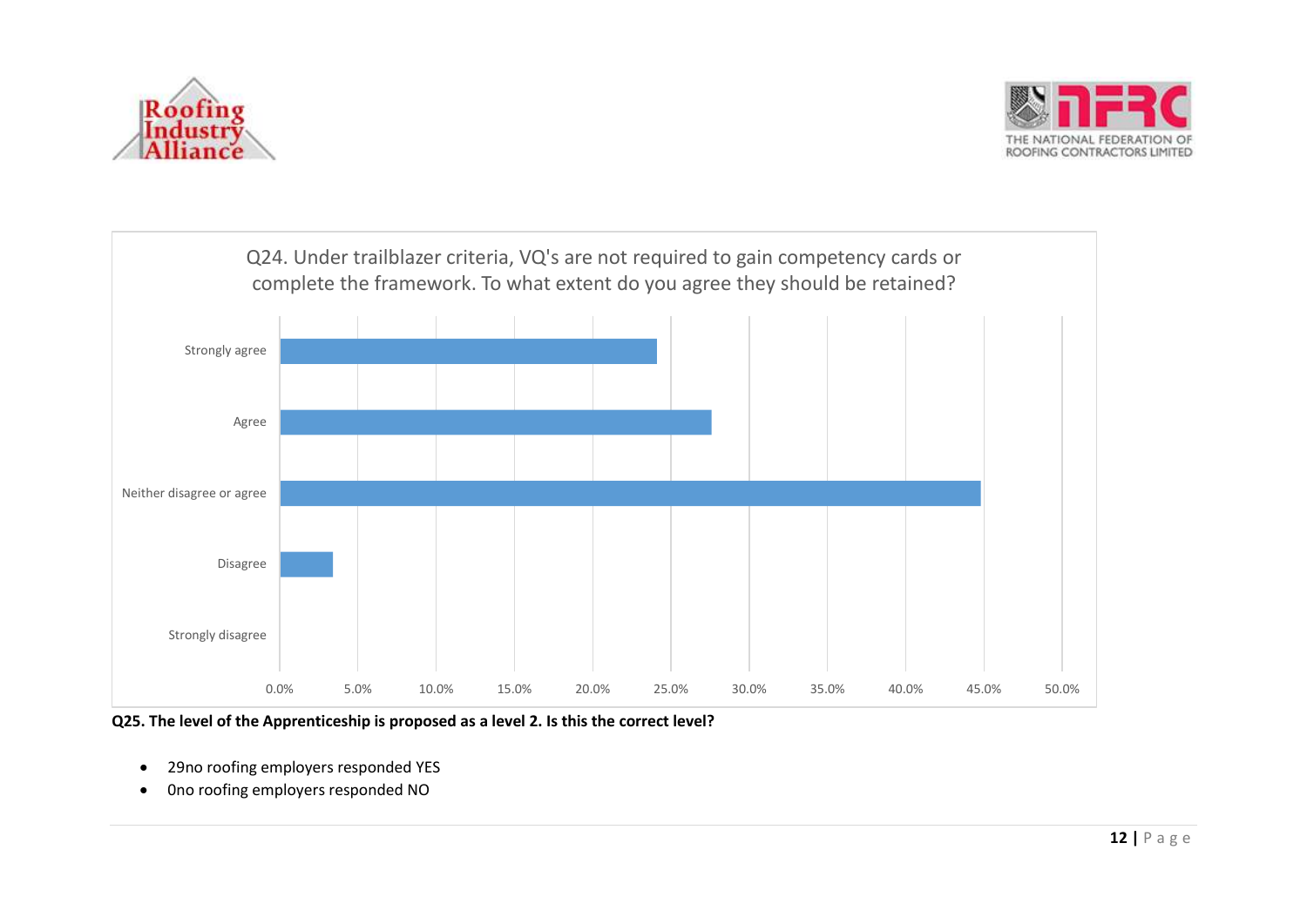Q24. Under trailblazer criteria, VQ's are not required to gain competency cards or complete the framework. To what extent do you agree they should be retained?

| Response | Percentage (approx.) |
|---|---|
| Strongly agree | 24.1% |
| Agree | 27.6% |
| Neither disagree or agree | 44.8% |
| Disagree | 3.4% |
| Strongly disagree | 0.0% |

**Q25. The level of the Apprenticeship is proposed as a level 2. Is this the correct level?**

- 29no roofing employers responded YES
- 0no roofing employers responded NO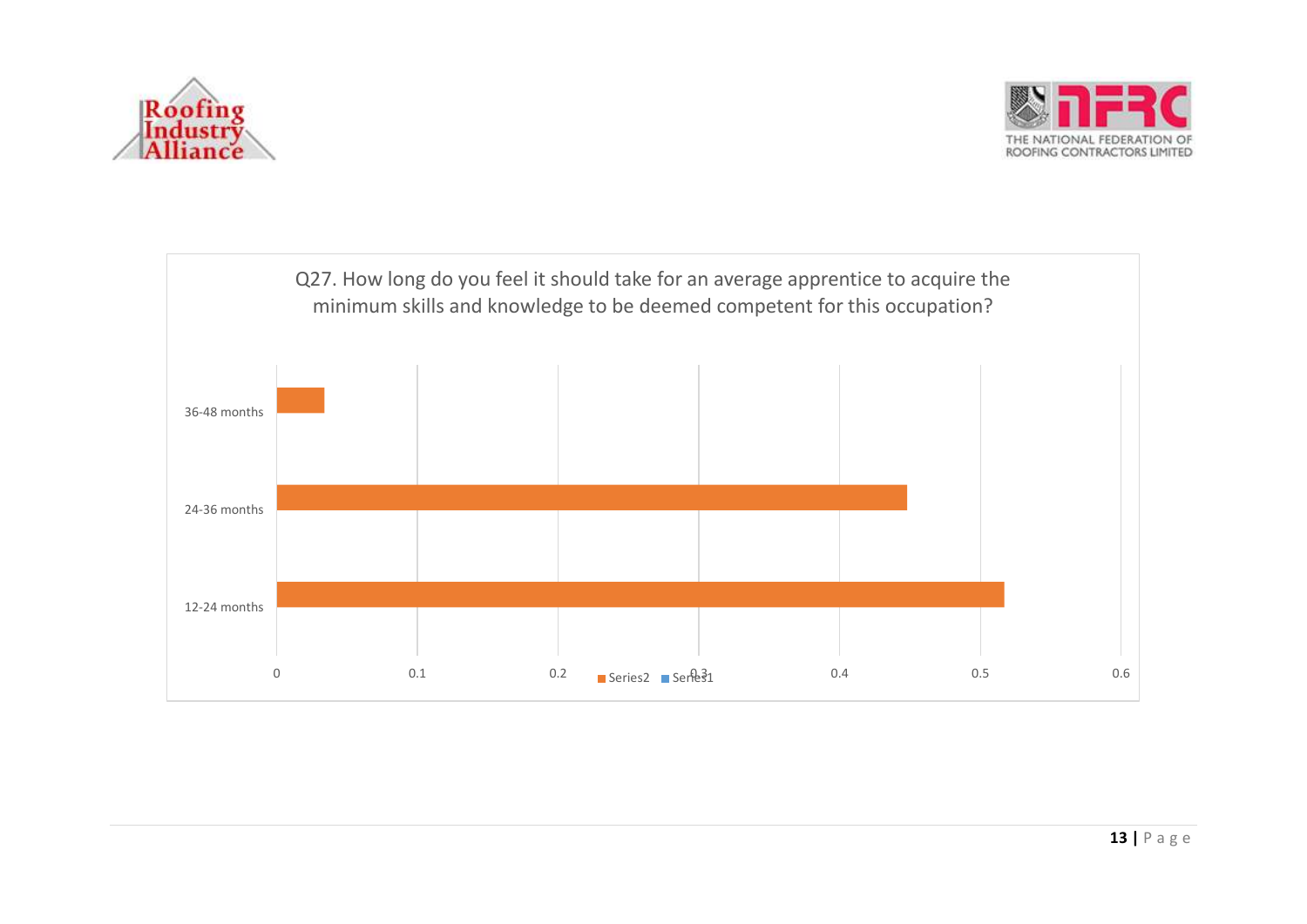Q27. How long do you feel it should take for an average apprentice to acquire the minimum skills and knowledge to be deemed competent for this occupation?

| | Series2 |
|---|---|
| 36-48 months | ~0.03 |
| 24-36 months | ~0.45 |
| 12-24 months | ~0.52 |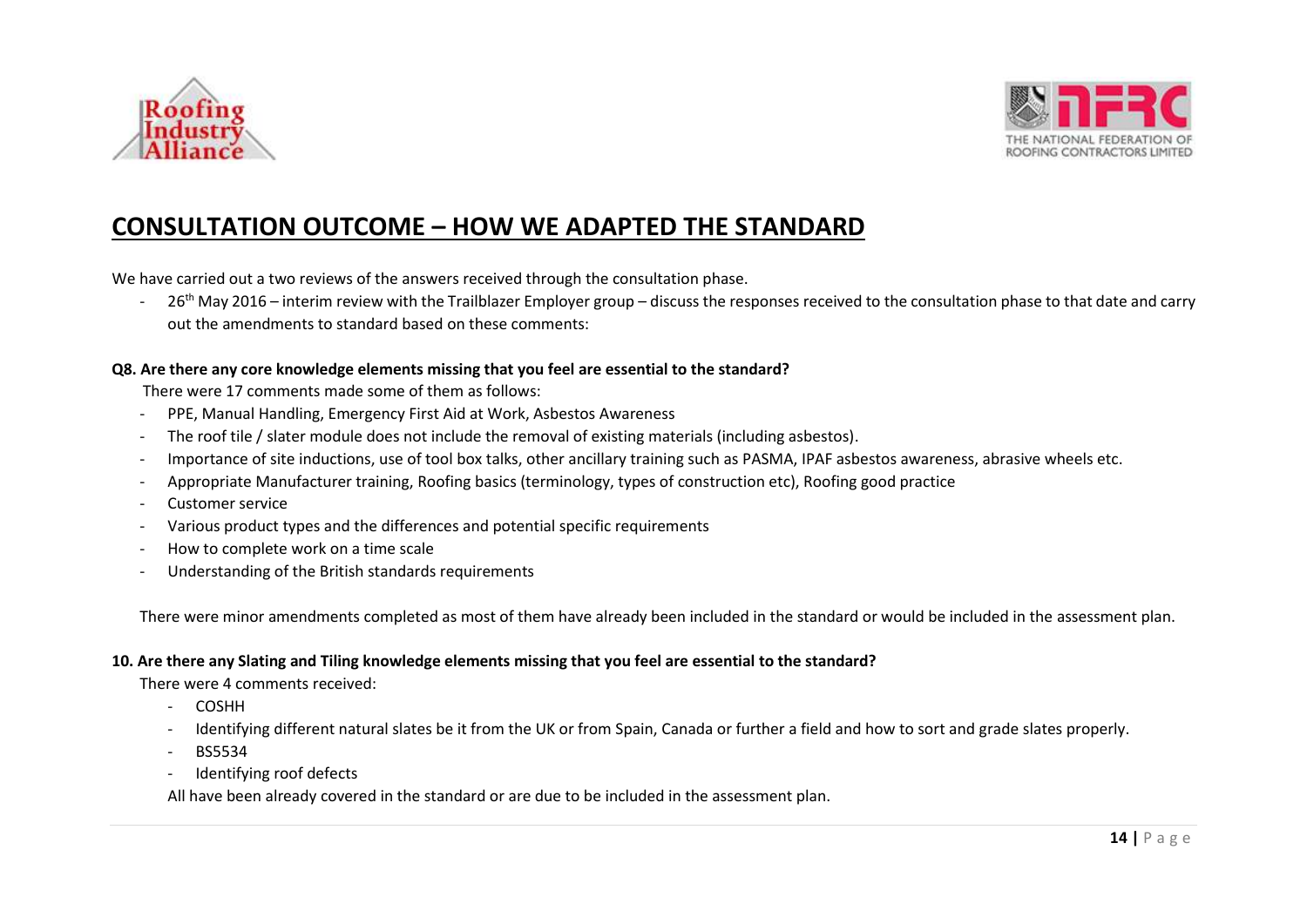# CONSULTATION OUTCOME – HOW WE ADAPTED THE STANDARD

We have carried out a two reviews of the answers received through the consultation phase.

- 26th May 2016 – interim review with the Trailblazer Employer group – discuss the responses received to the consultation phase to that date and carry out the amendments to standard based on these comments:

**Q8. Are there any core knowledge elements missing that you feel are essential to the standard?**

There were 17 comments made some of them as follows:

- PPE, Manual Handling, Emergency First Aid at Work, Asbestos Awareness
- The roof tile / slater module does not include the removal of existing materials (including asbestos).
- Importance of site inductions, use of tool box talks, other ancillary training such as PASMA, IPAF asbestos awareness, abrasive wheels etc.
- Appropriate Manufacturer training, Roofing basics (terminology, types of construction etc), Roofing good practice
- Customer service
- Various product types and the differences and potential specific requirements
- How to complete work on a time scale
- Understanding of the British standards requirements

There were minor amendments completed as most of them have already been included in the standard or would be included in the assessment plan.

**10. Are there any Slating and Tiling knowledge elements missing that you feel are essential to the standard?**

There were 4 comments received:

- COSHH
- Identifying different natural slates be it from the UK or from Spain, Canada or further a field and how to sort and grade slates properly.
- BS5534
- Identifying roof defects

All have been already covered in the standard or are due to be included in the assessment plan.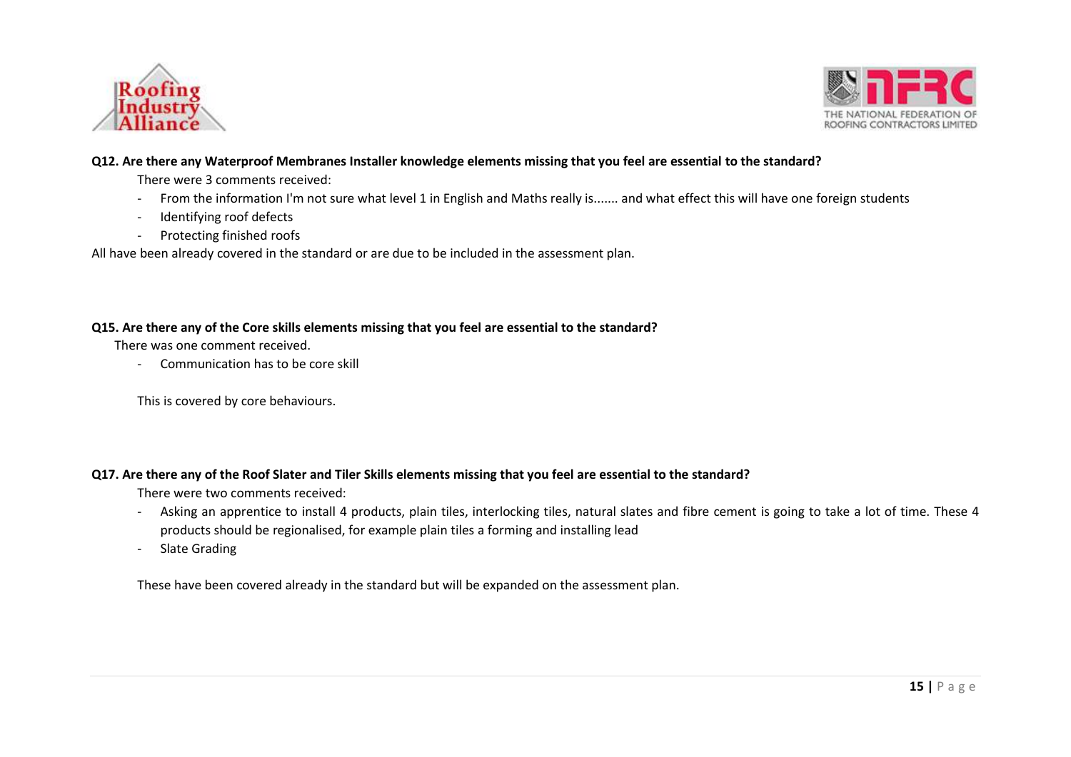**Q12. Are there any Waterproof Membranes Installer knowledge elements missing that you feel are essential to the standard?**

There were 3 comments received:

- From the information I'm not sure what level 1 in English and Maths really is....... and what effect this will have one foreign students
- Identifying roof defects
- Protecting finished roofs

All have been already covered in the standard or are due to be included in the assessment plan.

**Q15. Are there any of the Core skills elements missing that you feel are essential to the standard?**

There was one comment received.

- Communication has to be core skill

This is covered by core behaviours.

**Q17. Are there any of the Roof Slater and Tiler Skills elements missing that you feel are essential to the standard?**

There were two comments received:

- Asking an apprentice to install 4 products, plain tiles, interlocking tiles, natural slates and fibre cement is going to take a lot of time. These 4 products should be regionalised, for example plain tiles a forming and installing lead
- Slate Grading

These have been covered already in the standard but will be expanded on the assessment plan.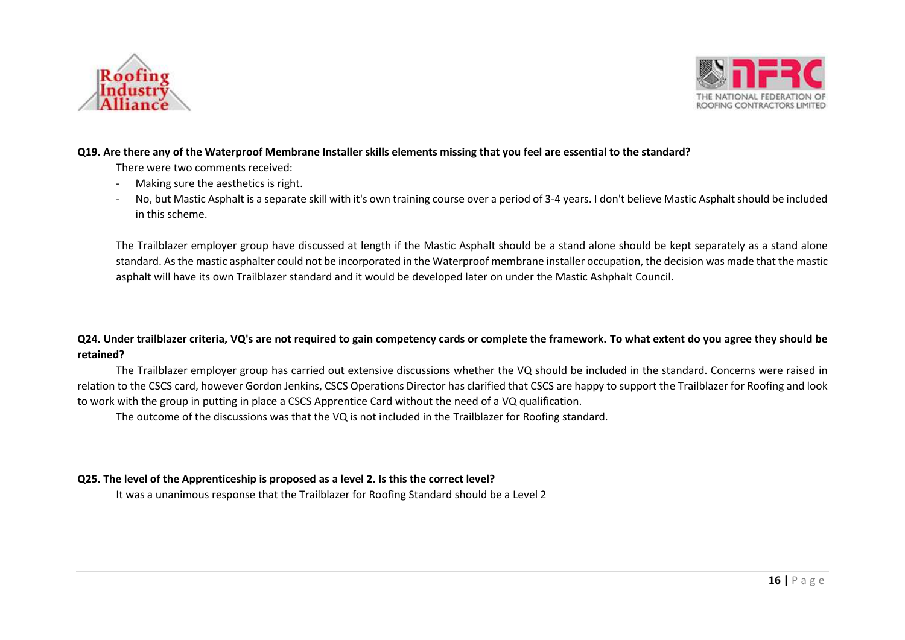**Q19. Are there any of the Waterproof Membrane Installer skills elements missing that you feel are essential to the standard?**

There were two comments received:

- Making sure the aesthetics is right.
- No, but Mastic Asphalt is a separate skill with it's own training course over a period of 3-4 years. I don't believe Mastic Asphalt should be included in this scheme.

The Trailblazer employer group have discussed at length if the Mastic Asphalt should be a stand alone should be kept separately as a stand alone standard. As the mastic asphalter could not be incorporated in the Waterproof membrane installer occupation, the decision was made that the mastic asphalt will have its own Trailblazer standard and it would be developed later on under the Mastic Ashphalt Council.

**Q24. Under trailblazer criteria, VQ's are not required to gain competency cards or complete the framework. To what extent do you agree they should be retained?**

The Trailblazer employer group has carried out extensive discussions whether the VQ should be included in the standard. Concerns were raised in relation to the CSCS card, however Gordon Jenkins, CSCS Operations Director has clarified that CSCS are happy to support the Trailblazer for Roofing and look to work with the group in putting in place a CSCS Apprentice Card without the need of a VQ qualification.

The outcome of the discussions was that the VQ is not included in the Trailblazer for Roofing standard.

**Q25. The level of the Apprenticeship is proposed as a level 2. Is this the correct level?**

It was a unanimous response that the Trailblazer for Roofing Standard should be a Level 2